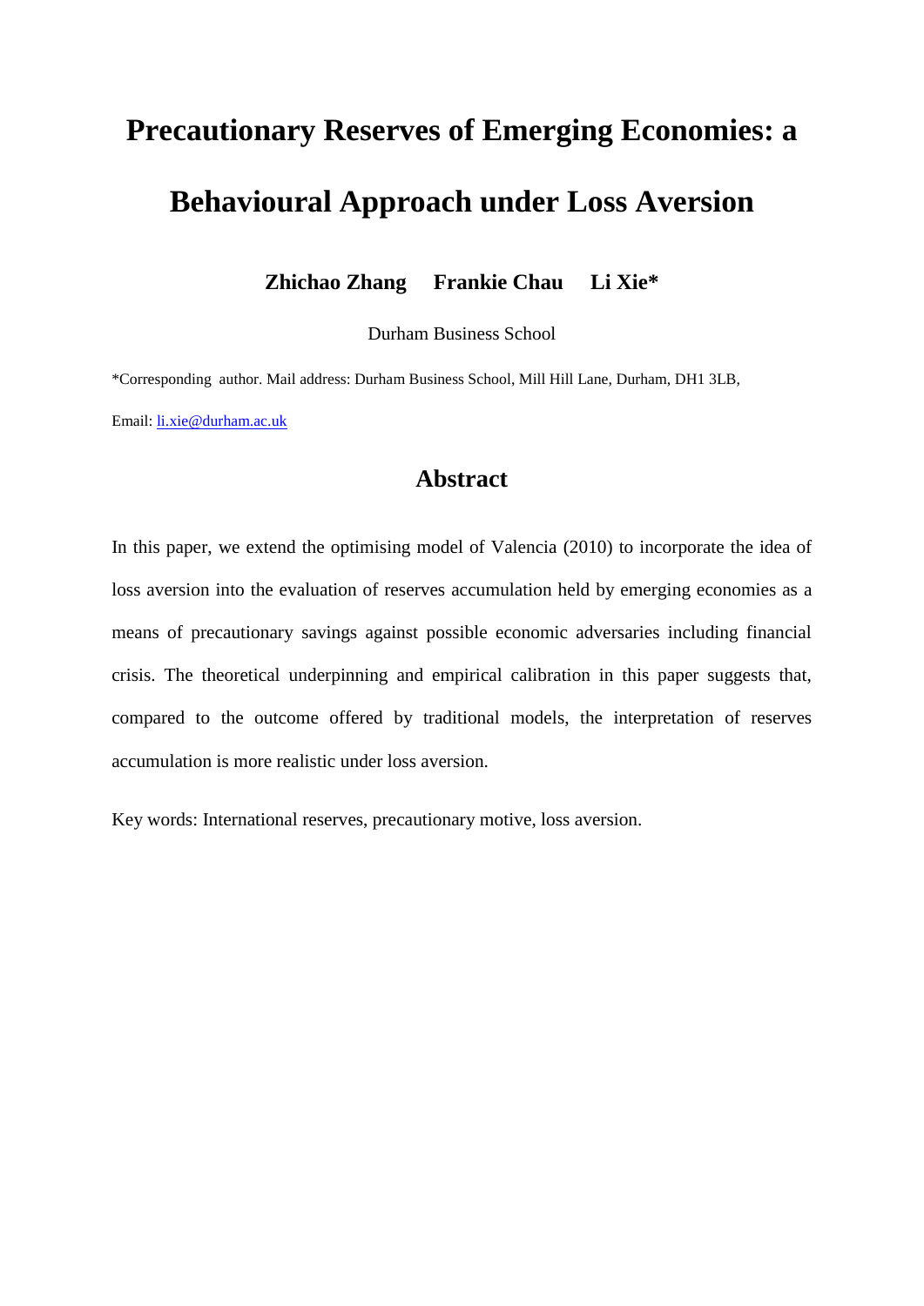# Precautionary Reserves of Emerging Economies: a Behavioural Approach under Loss Aversion

**Zhichao Zhang Frankie Chau Li Xie***

Durham Business School

*Corresponding author. Mail address: Durham Business School, Mill Hill Lane, Durham, DH1 3LB, Email: li.xie@durham.ac.uk

## Abstract

In this paper, we extend the optimising model of Valencia (2010) to incorporate the idea of loss aversion into the evaluation of reserves accumulation held by emerging economies as a means of precautionary savings against possible economic adversaries including financial crisis. The theoretical underpinning and empirical calibration in this paper suggests that, compared to the outcome offered by traditional models, the interpretation of reserves accumulation is more realistic under loss aversion.

Key words: International reserves, precautionary motive, loss aversion.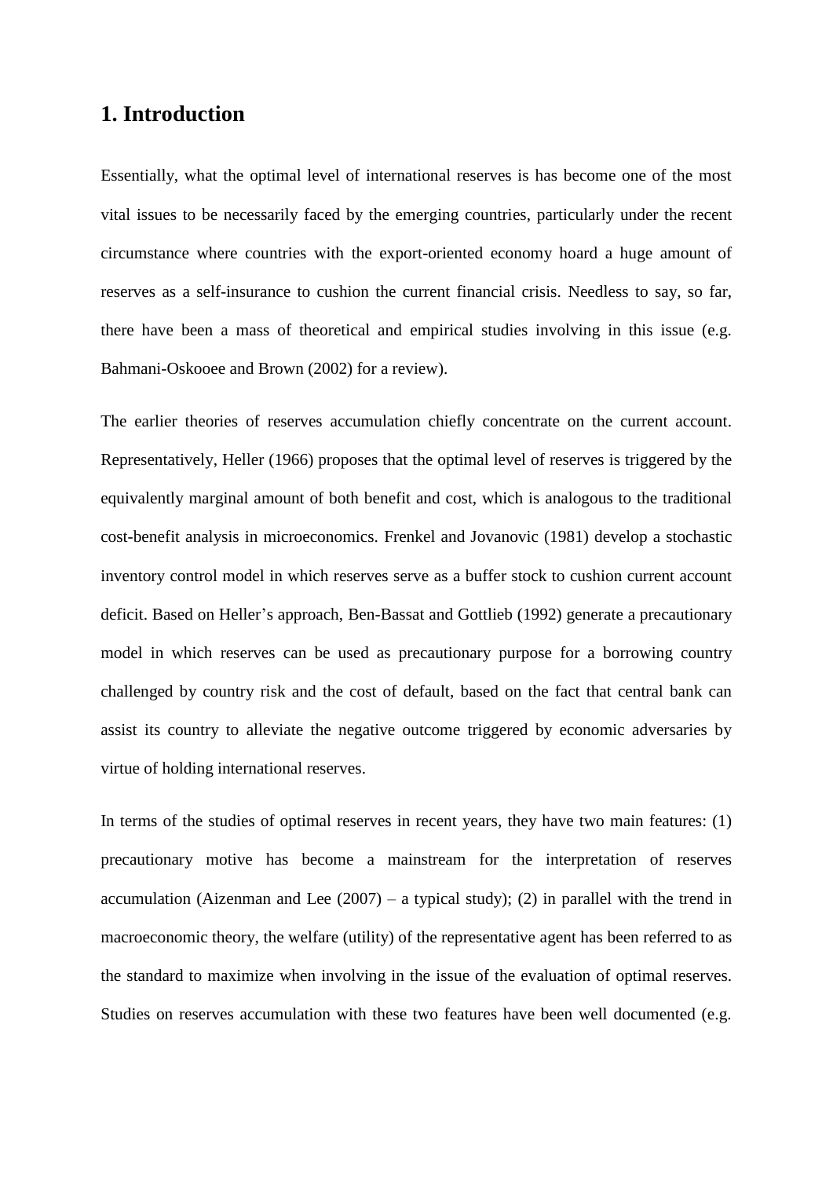# 1. Introduction

Essentially, what the optimal level of international reserves is has become one of the most vital issues to be necessarily faced by the emerging countries, particularly under the recent circumstance where countries with the export-oriented economy hoard a huge amount of reserves as a self-insurance to cushion the current financial crisis. Needless to say, so far, there have been a mass of theoretical and empirical studies involving in this issue (e.g. Bahmani-Oskooee and Brown (2002) for a review).

The earlier theories of reserves accumulation chiefly concentrate on the current account. Representatively, Heller (1966) proposes that the optimal level of reserves is triggered by the equivalently marginal amount of both benefit and cost, which is analogous to the traditional cost-benefit analysis in microeconomics. Frenkel and Jovanovic (1981) develop a stochastic inventory control model in which reserves serve as a buffer stock to cushion current account deficit. Based on Heller's approach, Ben-Bassat and Gottlieb (1992) generate a precautionary model in which reserves can be used as precautionary purpose for a borrowing country challenged by country risk and the cost of default, based on the fact that central bank can assist its country to alleviate the negative outcome triggered by economic adversaries by virtue of holding international reserves.

In terms of the studies of optimal reserves in recent years, they have two main features: (1) precautionary motive has become a mainstream for the interpretation of reserves accumulation (Aizenman and Lee (2007) – a typical study); (2) in parallel with the trend in macroeconomic theory, the welfare (utility) of the representative agent has been referred to as the standard to maximize when involving in the issue of the evaluation of optimal reserves. Studies on reserves accumulation with these two features have been well documented (e.g.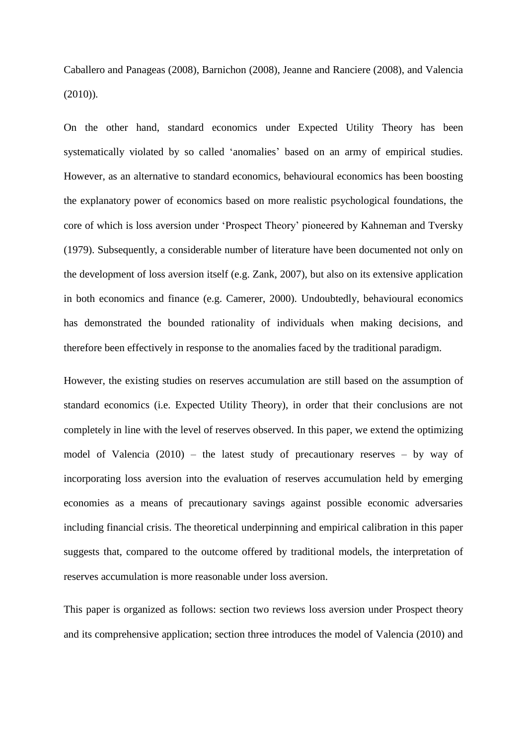Caballero and Panageas (2008), Barnichon (2008), Jeanne and Ranciere (2008), and Valencia (2010)).

On the other hand, standard economics under Expected Utility Theory has been systematically violated by so called 'anomalies' based on an army of empirical studies. However, as an alternative to standard economics, behavioural economics has been boosting the explanatory power of economics based on more realistic psychological foundations, the core of which is loss aversion under 'Prospect Theory' pioneered by Kahneman and Tversky (1979). Subsequently, a considerable number of literature have been documented not only on the development of loss aversion itself (e.g. Zank, 2007), but also on its extensive application in both economics and finance (e.g. Camerer, 2000). Undoubtedly, behavioural economics has demonstrated the bounded rationality of individuals when making decisions, and therefore been effectively in response to the anomalies faced by the traditional paradigm.

However, the existing studies on reserves accumulation are still based on the assumption of standard economics (i.e. Expected Utility Theory), in order that their conclusions are not completely in line with the level of reserves observed. In this paper, we extend the optimizing model of Valencia (2010) – the latest study of precautionary reserves – by way of incorporating loss aversion into the evaluation of reserves accumulation held by emerging economies as a means of precautionary savings against possible economic adversaries including financial crisis. The theoretical underpinning and empirical calibration in this paper suggests that, compared to the outcome offered by traditional models, the interpretation of reserves accumulation is more reasonable under loss aversion.

This paper is organized as follows: section two reviews loss aversion under Prospect theory and its comprehensive application; section three introduces the model of Valencia (2010) and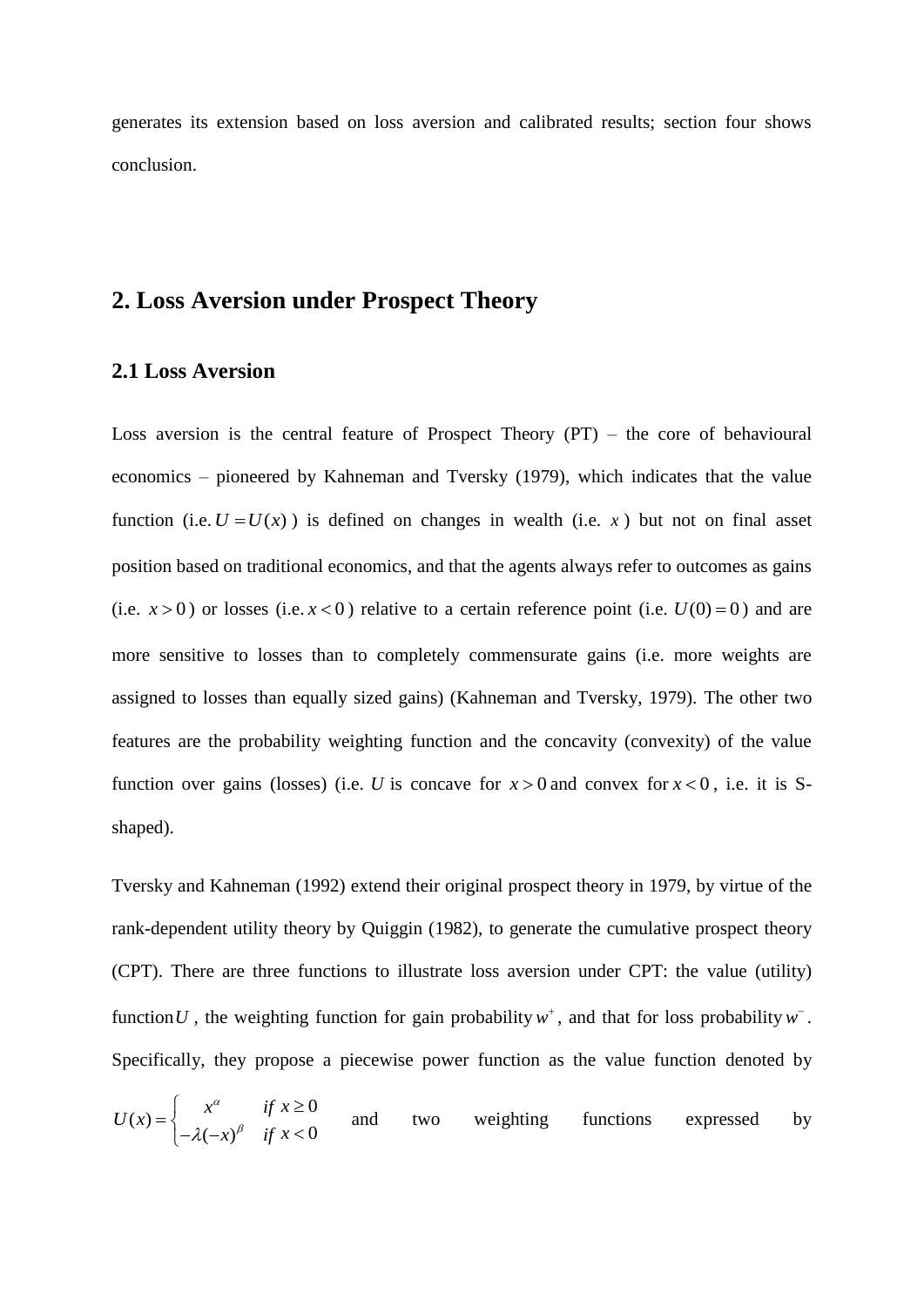generates its extension based on loss aversion and calibrated results; section four shows conclusion.

## 2. Loss Aversion under Prospect Theory

### 2.1 Loss Aversion

Loss aversion is the central feature of Prospect Theory (PT) – the core of behavioural economics – pioneered by Kahneman and Tversky (1979), which indicates that the value function (i.e. $U = U(x)$ ) is defined on changes in wealth (i.e. $x$ ) but not on final asset position based on traditional economics, and that the agents always refer to outcomes as gains (i.e. $x > 0$ ) or losses (i.e. $x < 0$ ) relative to a certain reference point (i.e. $U(0) = 0$ ) and are more sensitive to losses than to completely commensurate gains (i.e. more weights are assigned to losses than equally sized gains) (Kahneman and Tversky, 1979). The other two features are the probability weighting function and the concavity (convexity) of the value function over gains (losses) (i.e. $U$ is concave for $x > 0$ and convex for $x < 0$, i.e. it is S-shaped).

Tversky and Kahneman (1992) extend their original prospect theory in 1979, by virtue of the rank-dependent utility theory by Quiggin (1982), to generate the cumulative prospect theory (CPT). There are three functions to illustrate loss aversion under CPT: the value (utility) function $U$, the weighting function for gain probability $w^{+}$, and that for loss probability $w^{-}$. Specifically, they propose a piecewise power function as the value function denoted by $U(x) = \begin{cases} x^{\alpha} & if\ x \geq 0 \\ -\lambda(-x)^{\beta} & if\ x < 0 \end{cases}$ and two weighting functions expressed by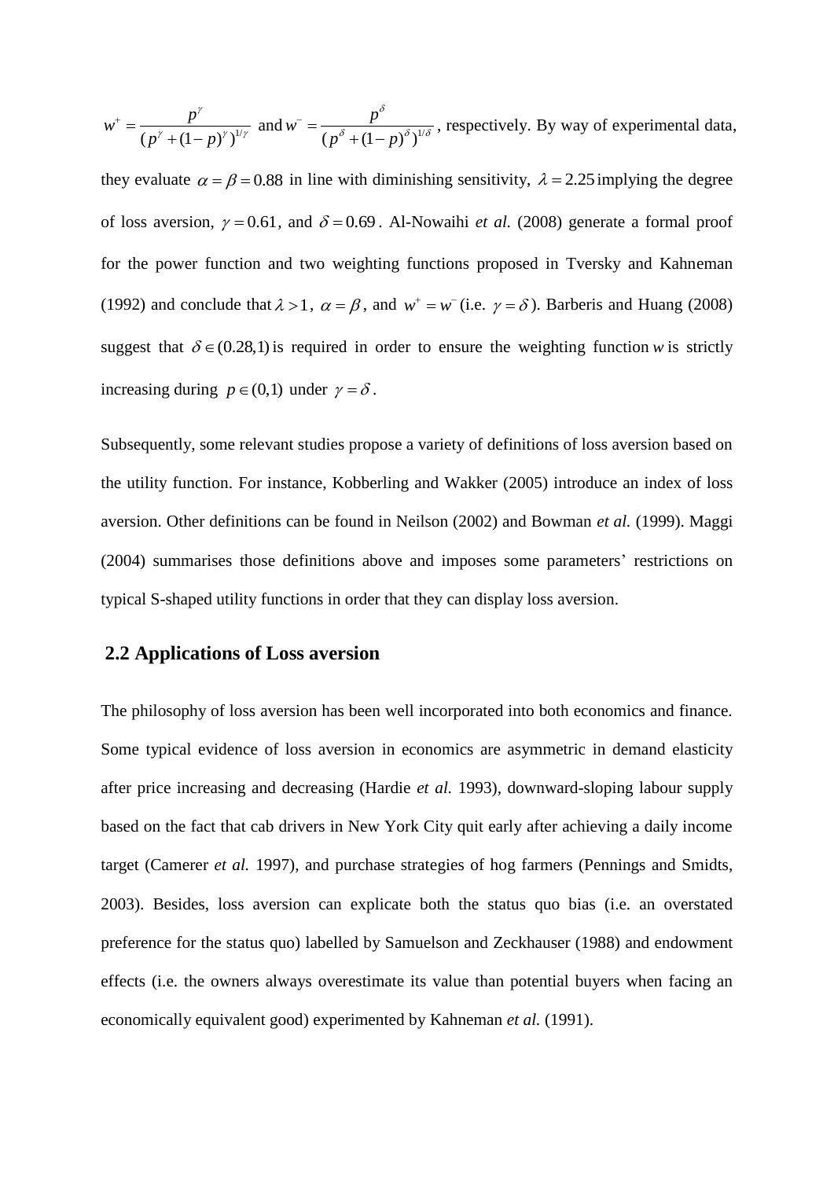$w^{+} = \frac{p^{\gamma}}{(p^{\gamma} + (1-p)^{\gamma})^{1/\gamma}}$ and $w^{-} = \frac{p^{\delta}}{(p^{\delta} + (1-p)^{\delta})^{1/\delta}}$, respectively. By way of experimental data, they evaluate $\alpha = \beta = 0.88$ in line with diminishing sensitivity, $\lambda = 2.25$ implying the degree of loss aversion, $\gamma = 0.61$, and $\delta = 0.69$. Al-Nowaihi *et al.* (2008) generate a formal proof for the power function and two weighting functions proposed in Tversky and Kahneman (1992) and conclude that $\lambda > 1$, $\alpha = \beta$, and $w^{+} = w^{-}$ (i.e. $\gamma = \delta$). Barberis and Huang (2008) suggest that $\delta \in (0.28, 1)$ is required in order to ensure the weighting function $w$ is strictly increasing during $p \in (0,1)$ under $\gamma = \delta$.

Subsequently, some relevant studies propose a variety of definitions of loss aversion based on the utility function. For instance, Kobberling and Wakker (2005) introduce an index of loss aversion. Other definitions can be found in Neilson (2002) and Bowman *et al.* (1999). Maggi (2004) summarises those definitions above and imposes some parameters' restrictions on typical S-shaped utility functions in order that they can display loss aversion.

## 2.2 Applications of Loss aversion

The philosophy of loss aversion has been well incorporated into both economics and finance. Some typical evidence of loss aversion in economics are asymmetric in demand elasticity after price increasing and decreasing (Hardie *et al.* 1993), downward-sloping labour supply based on the fact that cab drivers in New York City quit early after achieving a daily income target (Camerer *et al.* 1997), and purchase strategies of hog farmers (Pennings and Smidts, 2003). Besides, loss aversion can explicate both the status quo bias (i.e. an overstated preference for the status quo) labelled by Samuelson and Zeckhauser (1988) and endowment effects (i.e. the owners always overestimate its value than potential buyers when facing an economically equivalent good) experimented by Kahneman *et al.* (1991).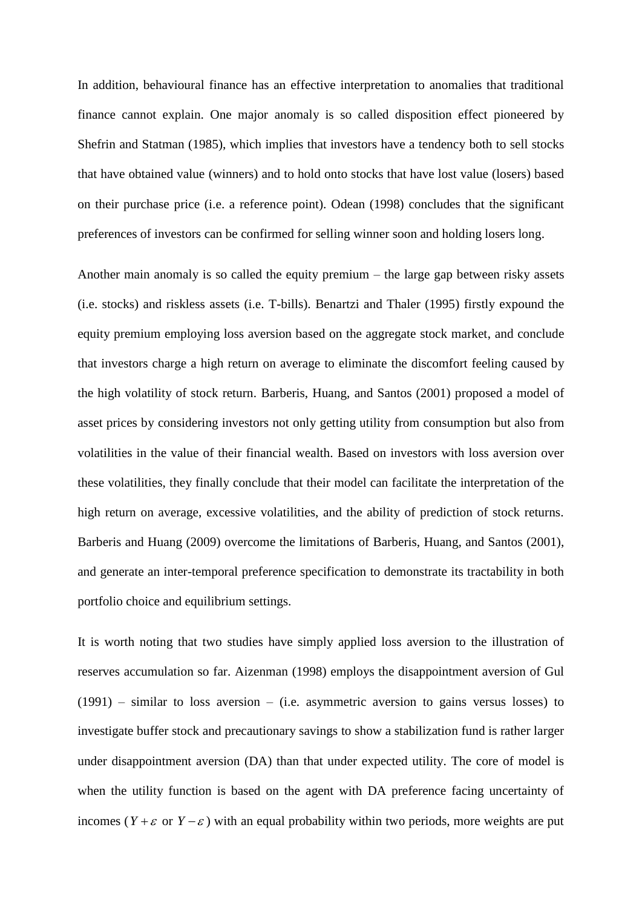In addition, behavioural finance has an effective interpretation to anomalies that traditional finance cannot explain. One major anomaly is so called disposition effect pioneered by Shefrin and Statman (1985), which implies that investors have a tendency both to sell stocks that have obtained value (winners) and to hold onto stocks that have lost value (losers) based on their purchase price (i.e. a reference point). Odean (1998) concludes that the significant preferences of investors can be confirmed for selling winner soon and holding losers long.

Another main anomaly is so called the equity premium – the large gap between risky assets (i.e. stocks) and riskless assets (i.e. T-bills). Benartzi and Thaler (1995) firstly expound the equity premium employing loss aversion based on the aggregate stock market, and conclude that investors charge a high return on average to eliminate the discomfort feeling caused by the high volatility of stock return. Barberis, Huang, and Santos (2001) proposed a model of asset prices by considering investors not only getting utility from consumption but also from volatilities in the value of their financial wealth. Based on investors with loss aversion over these volatilities, they finally conclude that their model can facilitate the interpretation of the high return on average, excessive volatilities, and the ability of prediction of stock returns. Barberis and Huang (2009) overcome the limitations of Barberis, Huang, and Santos (2001), and generate an inter-temporal preference specification to demonstrate its tractability in both portfolio choice and equilibrium settings.

It is worth noting that two studies have simply applied loss aversion to the illustration of reserves accumulation so far. Aizenman (1998) employs the disappointment aversion of Gul (1991) – similar to loss aversion – (i.e. asymmetric aversion to gains versus losses) to investigate buffer stock and precautionary savings to show a stabilization fund is rather larger under disappointment aversion (DA) than that under expected utility. The core of model is when the utility function is based on the agent with DA preference facing uncertainty of incomes ($Y+\varepsilon$ or $Y-\varepsilon$) with an equal probability within two periods, more weights are put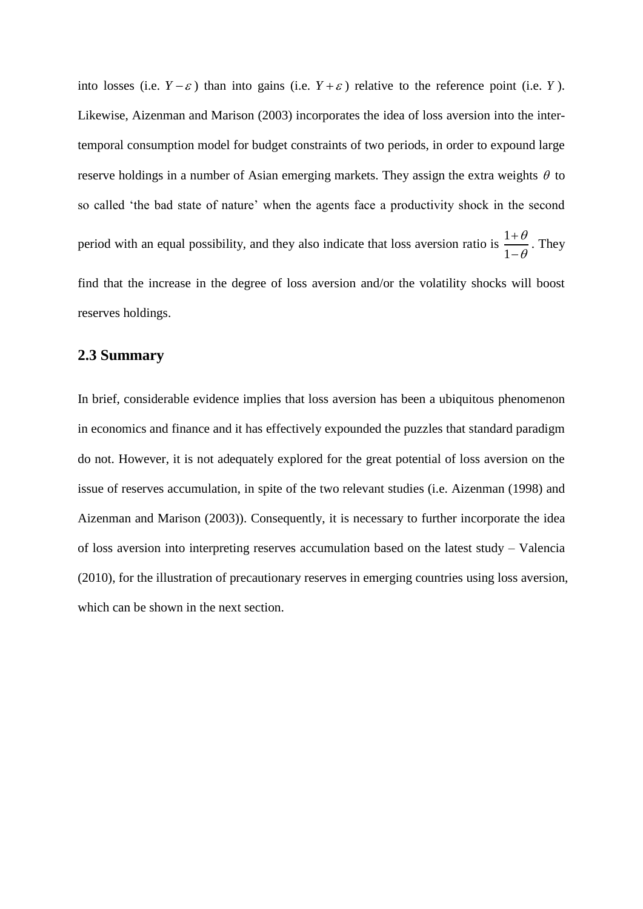into losses (i.e. $Y - \varepsilon$) than into gains (i.e. $Y + \varepsilon$) relative to the reference point (i.e. $Y$). Likewise, Aizenman and Marison (2003) incorporates the idea of loss aversion into the inter-temporal consumption model for budget constraints of two periods, in order to expound large reserve holdings in a number of Asian emerging markets. They assign the extra weights $\theta$ to so called 'the bad state of nature' when the agents face a productivity shock in the second period with an equal possibility, and they also indicate that loss aversion ratio is $\frac{1+\theta}{1-\theta}$. They find that the increase in the degree of loss aversion and/or the volatility shocks will boost reserves holdings.

## 2.3 Summary

In brief, considerable evidence implies that loss aversion has been a ubiquitous phenomenon in economics and finance and it has effectively expounded the puzzles that standard paradigm do not. However, it is not adequately explored for the great potential of loss aversion on the issue of reserves accumulation, in spite of the two relevant studies (i.e. Aizenman (1998) and Aizenman and Marison (2003)). Consequently, it is necessary to further incorporate the idea of loss aversion into interpreting reserves accumulation based on the latest study – Valencia (2010), for the illustration of precautionary reserves in emerging countries using loss aversion, which can be shown in the next section.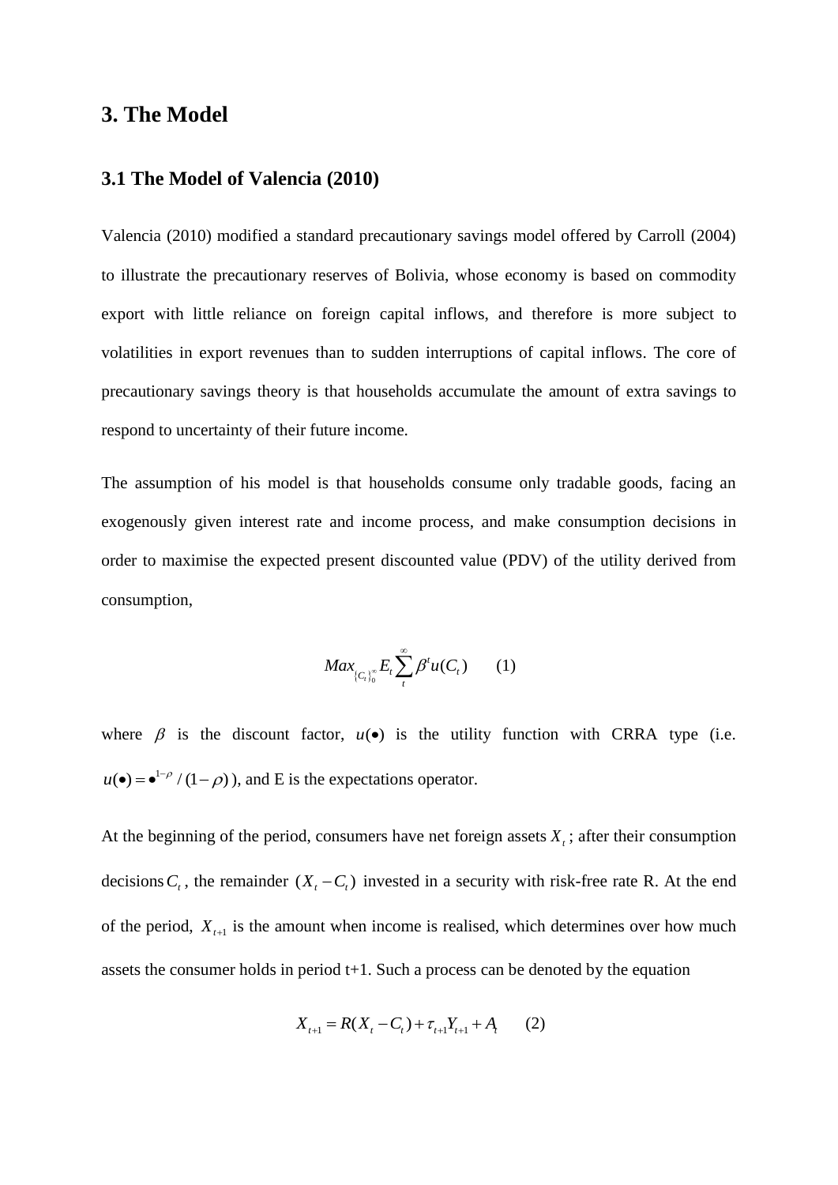# 3. The Model

## 3.1 The Model of Valencia (2010)

Valencia (2010) modified a standard precautionary savings model offered by Carroll (2004) to illustrate the precautionary reserves of Bolivia, whose economy is based on commodity export with little reliance on foreign capital inflows, and therefore is more subject to volatilities in export revenues than to sudden interruptions of capital inflows. The core of precautionary savings theory is that households accumulate the amount of extra savings to respond to uncertainty of their future income.

The assumption of his model is that households consume only tradable goods, facing an exogenously given interest rate and income process, and make consumption decisions in order to maximise the expected present discounted value (PDV) of the utility derived from consumption,

$$Max_{\{C_t\}_0^\infty} E_t \sum_t^\infty \beta^t u(C_t) \qquad (1)$$

where $\beta$ is the discount factor, $u(\bullet)$ is the utility function with CRRA type (i.e. $u(\bullet) = \bullet^{1-\rho} / (1-\rho)$), and E is the expectations operator.

At the beginning of the period, consumers have net foreign assets $X_t$; after their consumption decisions $C_t$, the remainder $(X_t - C_t)$ invested in a security with risk-free rate R. At the end of the period, $X_{t+1}$ is the amount when income is realised, which determines over how much assets the consumer holds in period t+1. Such a process can be denoted by the equation

$$X_{t+1} = R(X_t - C_t) + \tau_{t+1} Y_{t+1} + A_t \qquad (2)$$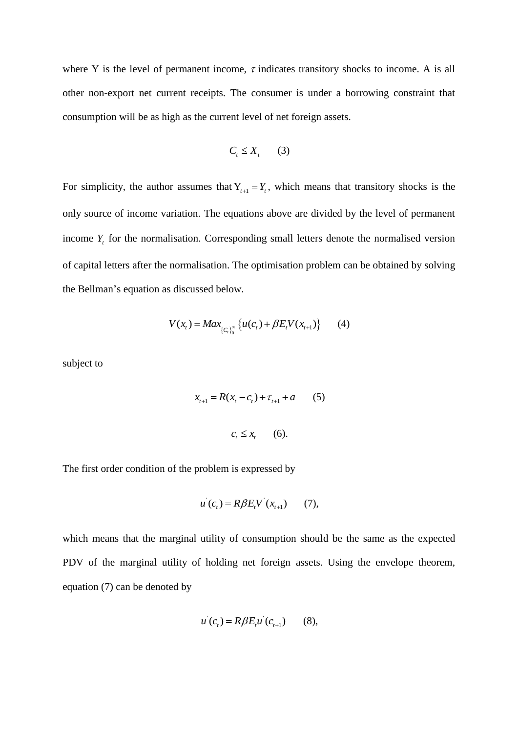where Y is the level of permanent income, $\tau$ indicates transitory shocks to income. A is all other non-export net current receipts. The consumer is under a borrowing constraint that consumption will be as high as the current level of net foreign assets.

$$C_t \leq X_t \qquad (3)$$

For simplicity, the author assumes that $\mathrm{Y}_{t+1} = Y_t$, which means that transitory shocks is the only source of income variation. The equations above are divided by the level of permanent income $Y_t$ for the normalisation. Corresponding small letters denote the normalised version of capital letters after the normalisation. The optimisation problem can be obtained by solving the Bellman's equation as discussed below.

$$V(x_t) = Max_{\{C_t\}_0^\infty} \{u(c_t) + \beta E_t V(x_{t+1})\} \qquad (4)$$

subject to

$$x_{t+1} = R(x_t - c_t) + \tau_{t+1} + a \qquad (5)$$

$$c_t \leq x_t \qquad (6).$$

The first order condition of the problem is expressed by

$$u'(c_t) = R\beta E_t V'(x_{t+1}) \qquad (7),$$

which means that the marginal utility of consumption should be the same as the expected PDV of the marginal utility of holding net foreign assets. Using the envelope theorem, equation (7) can be denoted by

$$u'(c_t) = R\beta E_t u'(c_{t+1}) \qquad (8),$$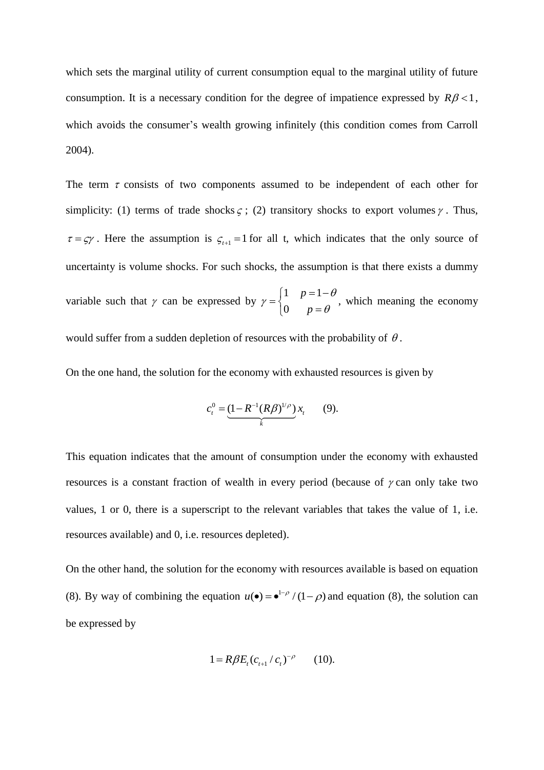which sets the marginal utility of current consumption equal to the marginal utility of future consumption. It is a necessary condition for the degree of impatience expressed by $R\beta < 1$, which avoids the consumer's wealth growing infinitely (this condition comes from Carroll 2004).

The term $\tau$ consists of two components assumed to be independent of each other for simplicity: (1) terms of trade shocks $\varsigma$; (2) transitory shocks to export volumes $\gamma$. Thus, $\tau = \varsigma\gamma$. Here the assumption is $\varsigma_{t+1} = 1$ for all t, which indicates that the only source of uncertainty is volume shocks. For such shocks, the assumption is that there exists a dummy variable such that $\gamma$ can be expressed by $\gamma = \begin{cases} 1 & p = 1-\theta \\ 0 & p = \theta \end{cases}$, which meaning the economy would suffer from a sudden depletion of resources with the probability of $\theta$.

On the one hand, the solution for the economy with exhausted resources is given by

$$c_t^0 = \underbrace{(1 - R^{-1}(R\beta)^{1/\rho})}_{k} x_t \qquad (9).$$

This equation indicates that the amount of consumption under the economy with exhausted resources is a constant fraction of wealth in every period (because of $\gamma$ can only take two values, 1 or 0, there is a superscript to the relevant variables that takes the value of 1, i.e. resources available) and 0, i.e. resources depleted).

On the other hand, the solution for the economy with resources available is based on equation (8). By way of combining the equation $u(\bullet) = \bullet^{1-\rho} / (1-\rho)$ and equation (8), the solution can be expressed by

$$1 = R\beta E_t (c_{t+1} / c_t)^{-\rho} \qquad (10).$$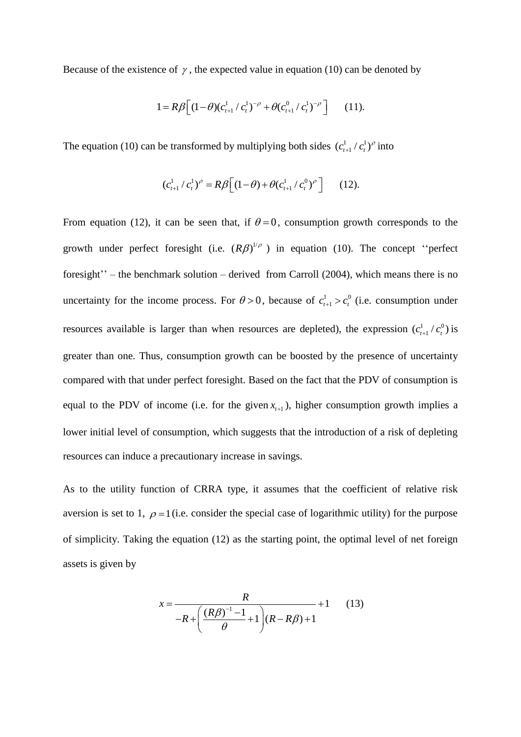Because of the existence of $\gamma$, the expected value in equation (10) can be denoted by

$$1 = R\beta\left[(1-\theta)(c_{t+1}^{1}/c_{t}^{1})^{-\rho} + \theta(c_{t+1}^{0}/c_{t}^{1})^{-\rho}\right] \qquad (11).$$

The equation (10) can be transformed by multiplying both sides $(c_{t+1}^{1}/c_{t}^{1})^{\rho}$ into

$$(c_{t+1}^{1}/c_{t}^{1})^{\rho} = R\beta\left[(1-\theta) + \theta(c_{t+1}^{1}/c_{t}^{0})^{\rho}\right] \qquad (12).$$

From equation (12), it can be seen that, if $\theta = 0$, consumption growth corresponds to the growth under perfect foresight (i.e. $(R\beta)^{1/\rho}$ ) in equation (10). The concept ''perfect foresight'' – the benchmark solution – derived from Carroll (2004), which means there is no uncertainty for the income process. For $\theta > 0$, because of $c_{t+1}^{1} > c_{t}^{0}$ (i.e. consumption under resources available is larger than when resources are depleted), the expression $(c_{t+1}^{1}/c_{t}^{0})$ is greater than one. Thus, consumption growth can be boosted by the presence of uncertainty compared with that under perfect foresight. Based on the fact that the PDV of consumption is equal to the PDV of income (i.e. for the given $x_{t+1}$), higher consumption growth implies a lower initial level of consumption, which suggests that the introduction of a risk of depleting resources can induce a precautionary increase in savings.

As to the utility function of CRRA type, it assumes that the coefficient of relative risk aversion is set to 1, $\rho = 1$ (i.e. consider the special case of logarithmic utility) for the purpose of simplicity. Taking the equation (12) as the starting point, the optimal level of net foreign assets is given by

$$x = \frac{R}{-R + \left(\frac{(R\beta)^{-1} - 1}{\theta} + 1\right)(R - R\beta) + 1} + 1 \qquad (13)$$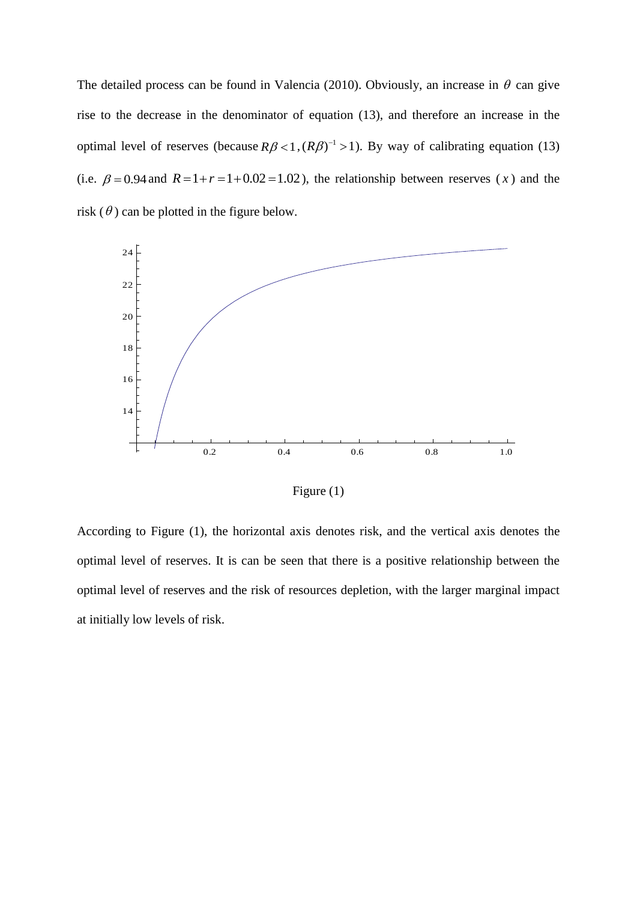The detailed process can be found in Valencia (2010). Obviously, an increase in $\theta$ can give rise to the decrease in the denominator of equation (13), and therefore an increase in the optimal level of reserves (because $R\beta < 1, (R\beta)^{-1} > 1$). By way of calibrating equation (13) (i.e. $\beta = 0.94$ and $R = 1 + r = 1 + 0.02 = 1.02$), the relationship between reserves ($x$) and the risk ($\theta$) can be plotted in the figure below.

Figure (1)

According to Figure (1), the horizontal axis denotes risk, and the vertical axis denotes the optimal level of reserves. It is can be seen that there is a positive relationship between the optimal level of reserves and the risk of resources depletion, with the larger marginal impact at initially low levels of risk.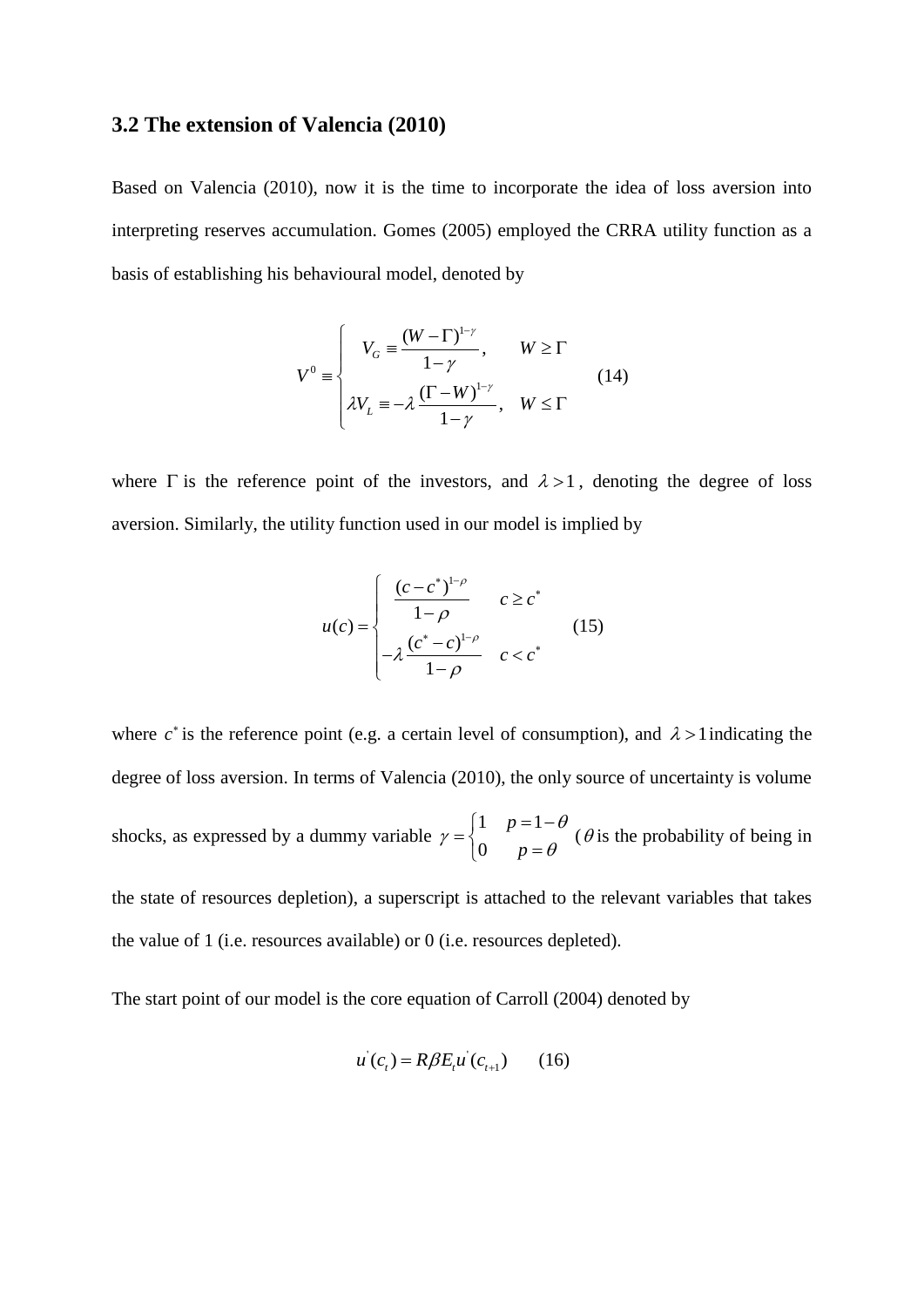### 3.2 The extension of Valencia (2010)

Based on Valencia (2010), now it is the time to incorporate the idea of loss aversion into interpreting reserves accumulation. Gomes (2005) employed the CRRA utility function as a basis of establishing his behavioural model, denoted by

$$V^0 \equiv \begin{cases} V_G \equiv \dfrac{(W-\Gamma)^{1-\gamma}}{1-\gamma}, & W \geq \Gamma \\ \lambda V_L \equiv -\lambda \dfrac{(\Gamma - W)^{1-\gamma}}{1-\gamma}, & W \leq \Gamma \end{cases} \qquad (14)$$

where $\Gamma$ is the reference point of the investors, and $\lambda > 1$, denoting the degree of loss aversion. Similarly, the utility function used in our model is implied by

$$u(c) = \begin{cases} \dfrac{(c-c^*)^{1-\rho}}{1-\rho} & c \geq c^* \\ -\lambda \dfrac{(c^* - c)^{1-\rho}}{1-\rho} & c < c^* \end{cases} \qquad (15)$$

where $c^*$ is the reference point (e.g. a certain level of consumption), and $\lambda > 1$ indicating the degree of loss aversion. In terms of Valencia (2010), the only source of uncertainty is volume shocks, as expressed by a dummy variable $\gamma = \begin{cases} 1 & p = 1-\theta \\ 0 & p = \theta \end{cases}$ ($\theta$ is the probability of being in the state of resources depletion), a superscript is attached to the relevant variables that takes the value of 1 (i.e. resources available) or 0 (i.e. resources depleted).

The start point of our model is the core equation of Carroll (2004) denoted by

$$u'(c_t) = R\beta E_t u'(c_{t+1}) \qquad (16)$$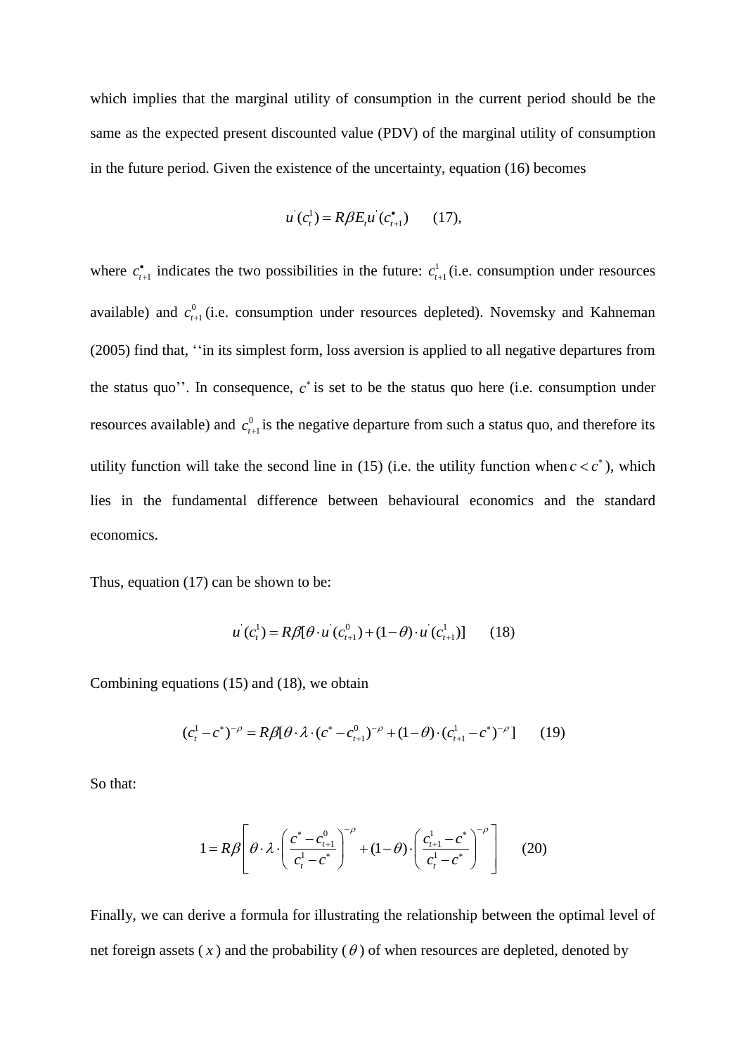which implies that the marginal utility of consumption in the current period should be the same as the expected present discounted value (PDV) of the marginal utility of consumption in the future period. Given the existence of the uncertainty, equation (16) becomes

$$u^{'}(c_t^1) = R\beta E_t u^{'}(c_{t+1}^{\bullet}) \qquad (17),$$

where $c_{t+1}^{\bullet}$ indicates the two possibilities in the future: $c_{t+1}^1$ (i.e. consumption under resources available) and $c_{t+1}^0$ (i.e. consumption under resources depleted). Novemsky and Kahneman (2005) find that, ''in its simplest form, loss aversion is applied to all negative departures from the status quo''. In consequence, $c^*$ is set to be the status quo here (i.e. consumption under resources available) and $c_{t+1}^0$ is the negative departure from such a status quo, and therefore its utility function will take the second line in (15) (i.e. the utility function when $c < c^*$), which lies in the fundamental difference between behavioural economics and the standard economics.

Thus, equation (17) can be shown to be:

$$u^{'}(c_t^1) = R\beta[\theta \cdot u^{'}(c_{t+1}^0) + (1-\theta) \cdot u^{'}(c_{t+1}^1)] \qquad (18)$$

Combining equations (15) and (18), we obtain

$$(c_t^1 - c^*)^{-\rho} = R\beta[\theta \cdot \lambda \cdot (c^* - c_{t+1}^0)^{-\rho} + (1-\theta) \cdot (c_{t+1}^1 - c^*)^{-\rho}] \qquad (19)$$

So that:

$$1 = R\beta\left[\theta \cdot \lambda \cdot \left(\frac{c^* - c_{t+1}^0}{c_t^1 - c^*}\right)^{-\rho} + (1-\theta) \cdot \left(\frac{c_{t+1}^1 - c^*}{c_t^1 - c^*}\right)^{-\rho}\right] \qquad (20)$$

Finally, we can derive a formula for illustrating the relationship between the optimal level of net foreign assets ( $x$ ) and the probability ( $\theta$ ) of when resources are depleted, denoted by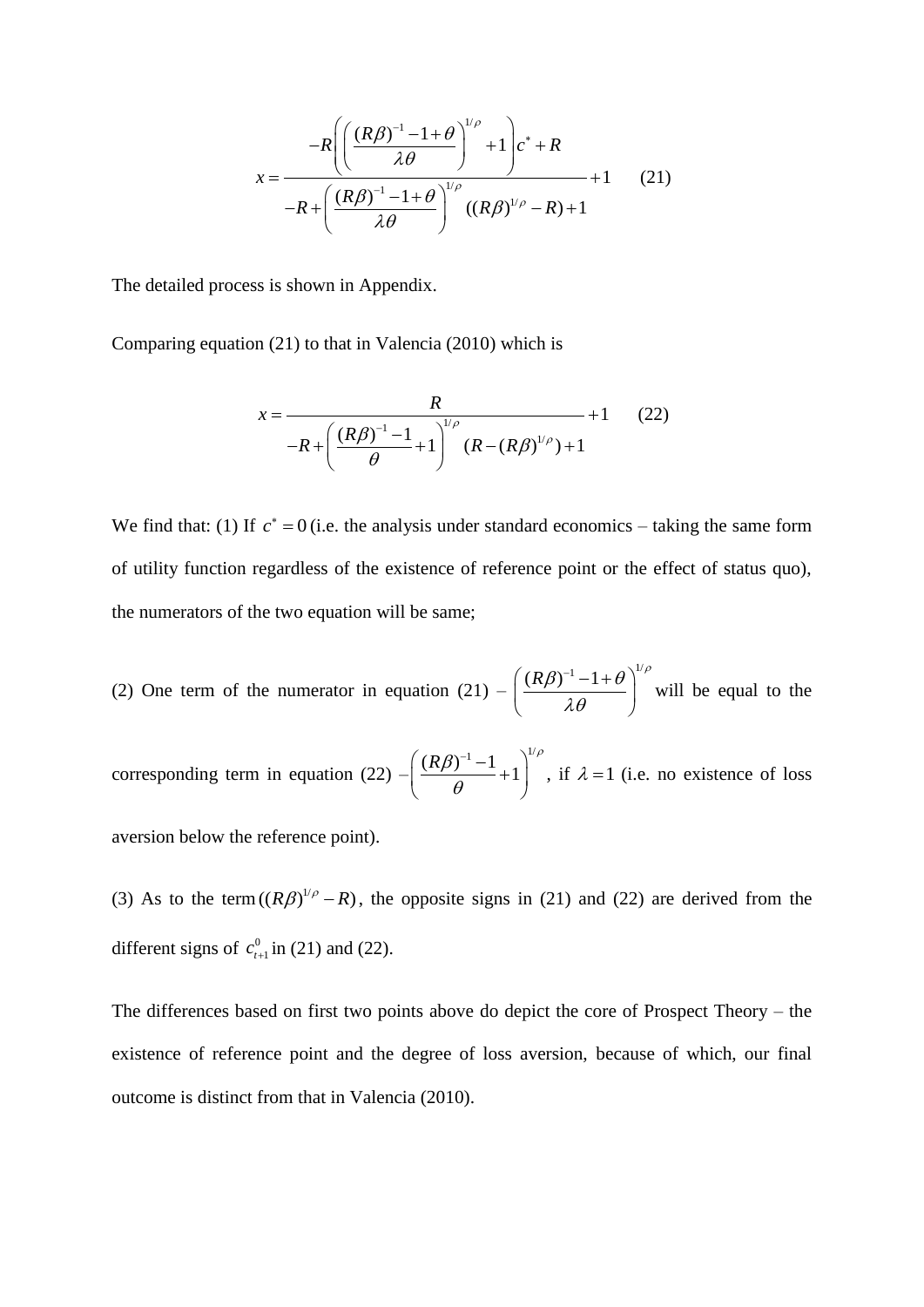$$x = \frac{-R\left(\left(\frac{(R\beta)^{-1}-1+\theta}{\lambda\theta}\right)^{1/\rho}+1\right)c^{*}+R}{-R+\left(\frac{(R\beta)^{-1}-1+\theta}{\lambda\theta}\right)^{1/\rho}((R\beta)^{1/\rho}-R)+1}+1 \qquad (21)$$

The detailed process is shown in Appendix.

Comparing equation (21) to that in Valencia (2010) which is

$$x = \frac{R}{-R+\left(\frac{(R\beta)^{-1}-1}{\theta}+1\right)^{1/\rho}(R-(R\beta)^{1/\rho})+1}+1 \qquad (22)$$

We find that: (1) If $c^{*}=0$ (i.e. the analysis under standard economics – taking the same form of utility function regardless of the existence of reference point or the effect of status quo), the numerators of the two equation will be same;

(2) One term of the numerator in equation (21) – $\left(\frac{(R\beta)^{-1}-1+\theta}{\lambda\theta}\right)^{1/\rho}$ will be equal to the corresponding term in equation (22) –$\left(\frac{(R\beta)^{-1}-1}{\theta}+1\right)^{1/\rho}$, if $\lambda=1$ (i.e. no existence of loss aversion below the reference point).

(3) As to the term $((R\beta)^{1/\rho}-R)$, the opposite signs in (21) and (22) are derived from the different signs of $c_{t+1}^{0}$ in (21) and (22).

The differences based on first two points above do depict the core of Prospect Theory – the existence of reference point and the degree of loss aversion, because of which, our final outcome is distinct from that in Valencia (2010).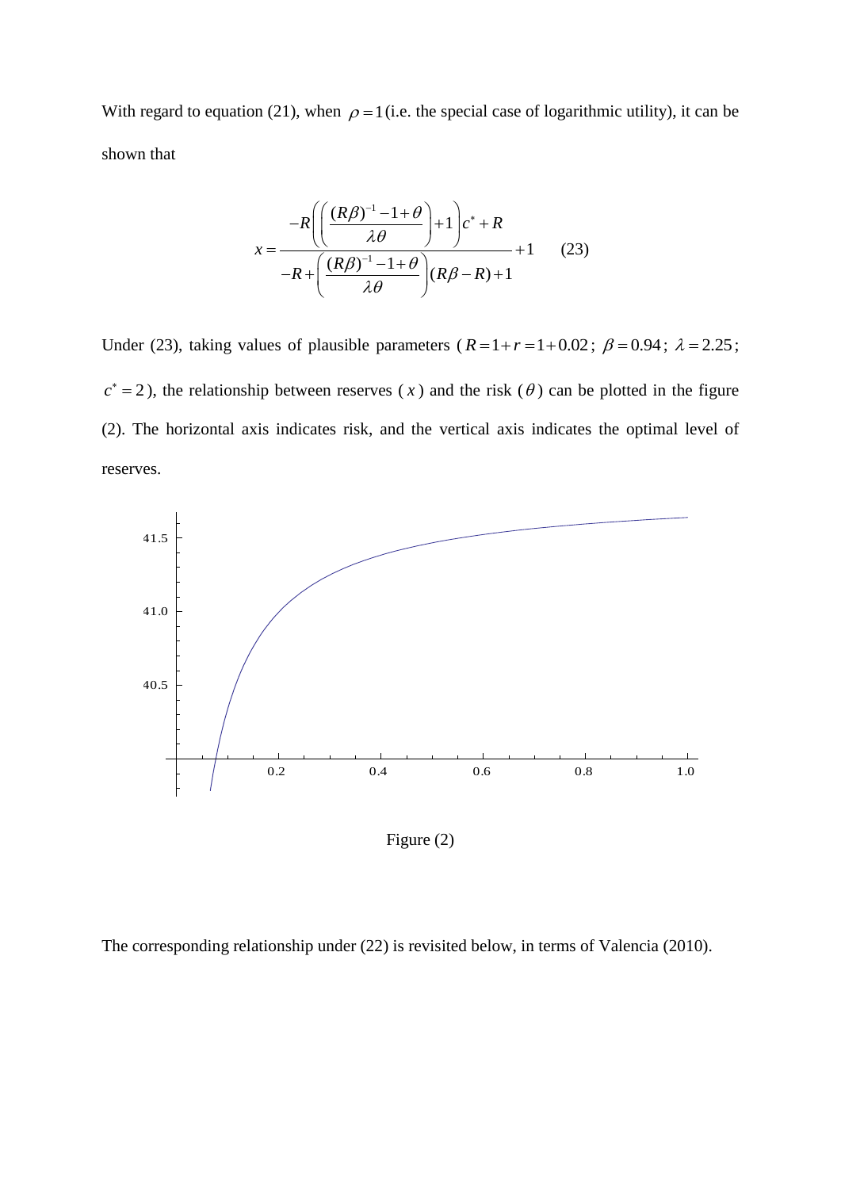With regard to equation (21), when $\rho = 1$ (i.e. the special case of logarithmic utility), it can be shown that

$$x = \frac{-R\left(\left(\frac{(R\beta)^{-1} - 1 + \theta}{\lambda\theta}\right) + 1\right)c^* + R}{-R + \left(\frac{(R\beta)^{-1} - 1 + \theta}{\lambda\theta}\right)(R\beta - R) + 1} + 1 \qquad (23)$$

Under (23), taking values of plausible parameters ($R = 1 + r = 1 + 0.02$; $\beta = 0.94$; $\lambda = 2.25$; $c^* = 2$), the relationship between reserves ($x$) and the risk ($\theta$) can be plotted in the figure (2). The horizontal axis indicates risk, and the vertical axis indicates the optimal level of reserves.

Figure (2)

The corresponding relationship under (22) is revisited below, in terms of Valencia (2010).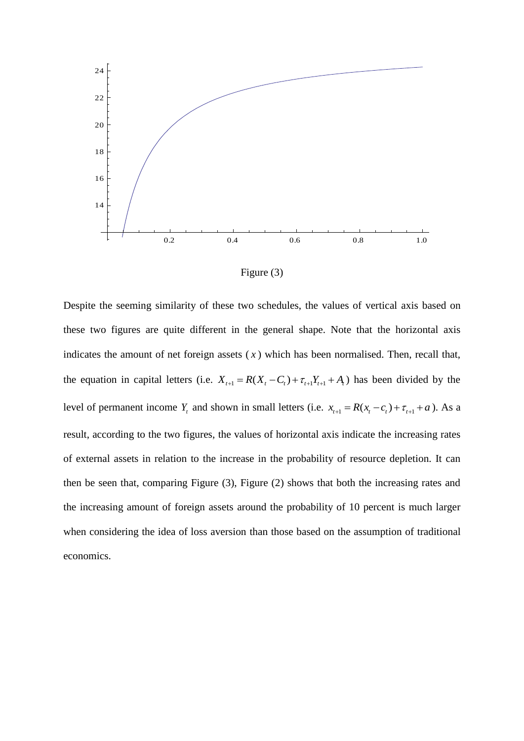Figure (3)

Despite the seeming similarity of these two schedules, the values of vertical axis based on these two figures are quite different in the general shape. Note that the horizontal axis indicates the amount of net foreign assets ($x$) which has been normalised. Then, recall that, the equation in capital letters (i.e. $X_{t+1} = R(X_t - C_t) + \tau_{t+1}Y_{t+1} + A_t$) has been divided by the level of permanent income $Y_t$ and shown in small letters (i.e. $x_{t+1} = R(x_t - c_t) + \tau_{t+1} + a$). As a result, according to the two figures, the values of horizontal axis indicate the increasing rates of external assets in relation to the increase in the probability of resource depletion. It can then be seen that, comparing Figure (3), Figure (2) shows that both the increasing rates and the increasing amount of foreign assets around the probability of 10 percent is much larger when considering the idea of loss aversion than those based on the assumption of traditional economics.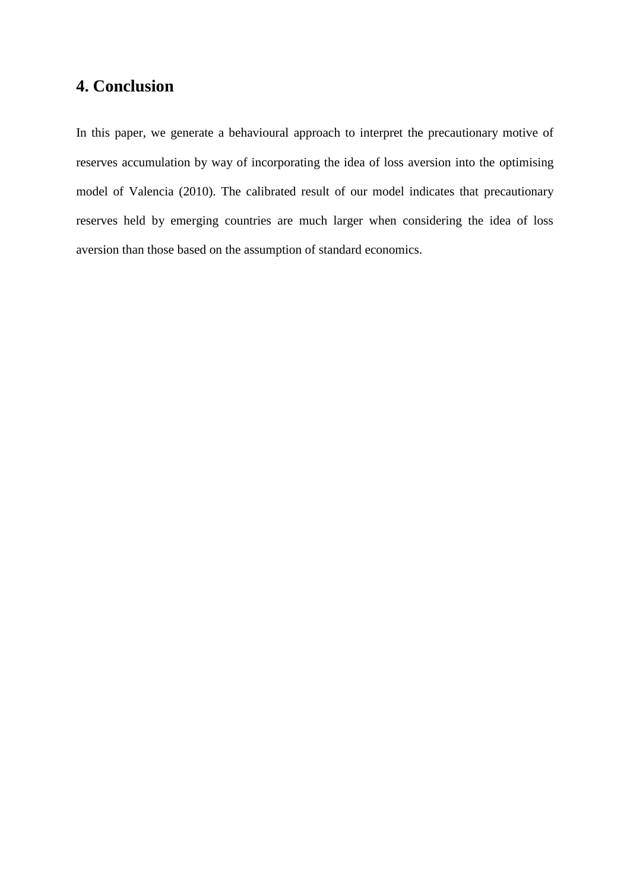## 4. Conclusion

In this paper, we generate a behavioural approach to interpret the precautionary motive of reserves accumulation by way of incorporating the idea of loss aversion into the optimising model of Valencia (2010). The calibrated result of our model indicates that precautionary reserves held by emerging countries are much larger when considering the idea of loss aversion than those based on the assumption of standard economics.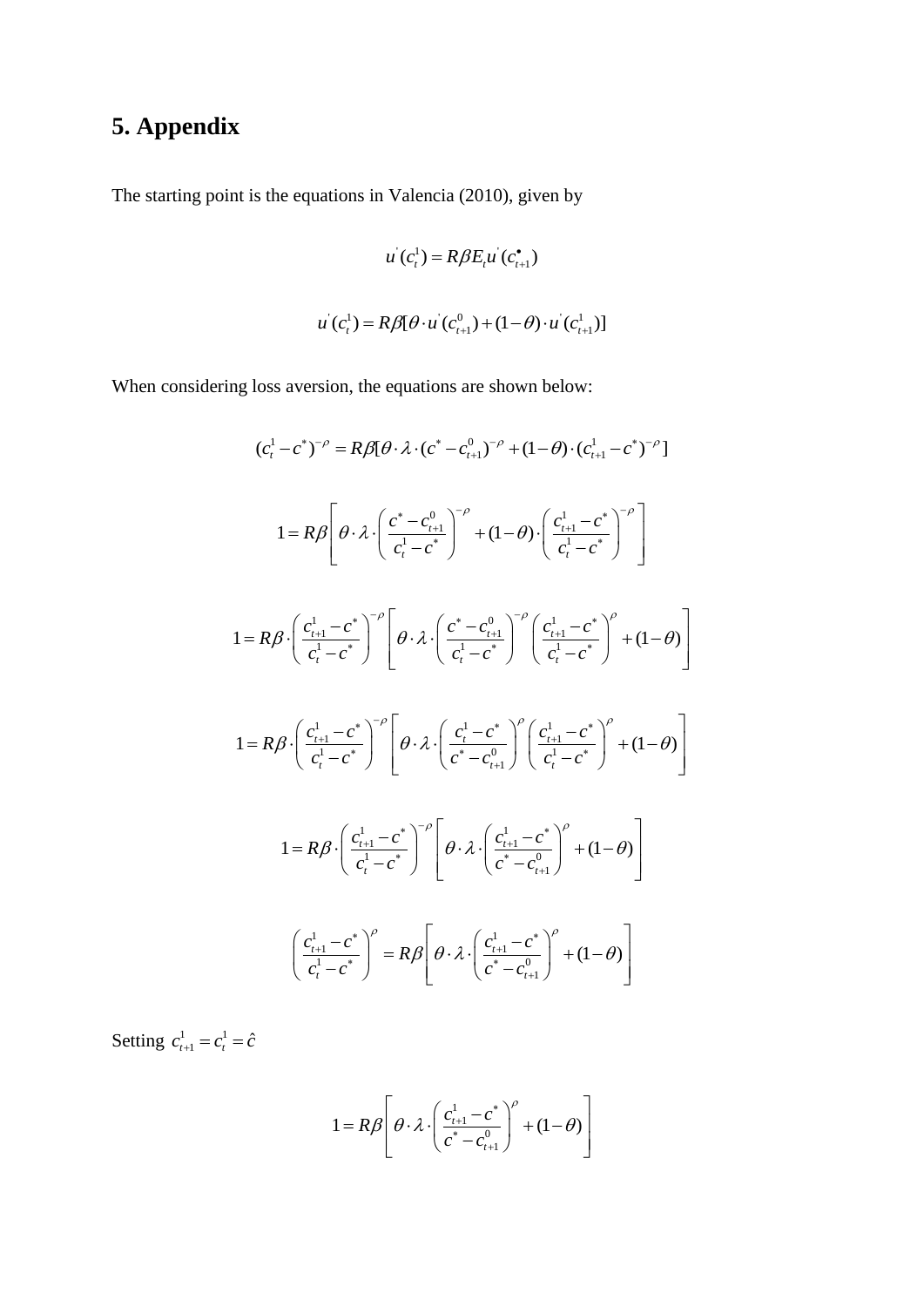# 5. Appendix

The starting point is the equations in Valencia (2010), given by

$$u'(c_t^1) = R\beta E_t u'(c_{t+1}^{\bullet})$$

$$u'(c_t^1) = R\beta[\theta \cdot u'(c_{t+1}^0) + (1-\theta) \cdot u'(c_{t+1}^1)]$$

When considering loss aversion, the equations are shown below:

$$(c_t^1 - c^*)^{-\rho} = R\beta[\theta \cdot \lambda \cdot (c^* - c_{t+1}^0)^{-\rho} + (1-\theta) \cdot (c_{t+1}^1 - c^*)^{-\rho}]$$

$$1 = R\beta \left[ \theta \cdot \lambda \cdot \left( \frac{c^* - c_{t+1}^0}{c_t^1 - c^*} \right)^{-\rho} + (1-\theta) \cdot \left( \frac{c_{t+1}^1 - c^*}{c_t^1 - c^*} \right)^{-\rho} \right]$$

$$1 = R\beta \cdot \left( \frac{c_{t+1}^1 - c^*}{c_t^1 - c^*} \right)^{-\rho} \left[ \theta \cdot \lambda \cdot \left( \frac{c^* - c_{t+1}^0}{c_t^1 - c^*} \right)^{-\rho} \left( \frac{c_{t+1}^1 - c^*}{c_t^1 - c^*} \right)^{\rho} + (1-\theta) \right]$$

$$1 = R\beta \cdot \left( \frac{c_{t+1}^1 - c^*}{c_t^1 - c^*} \right)^{-\rho} \left[ \theta \cdot \lambda \cdot \left( \frac{c_t^1 - c^*}{c^* - c_{t+1}^0} \right)^{\rho} \left( \frac{c_{t+1}^1 - c^*}{c_t^1 - c^*} \right)^{\rho} + (1-\theta) \right]$$

$$1 = R\beta \cdot \left( \frac{c_{t+1}^1 - c^*}{c_t^1 - c^*} \right)^{-\rho} \left[ \theta \cdot \lambda \cdot \left( \frac{c_{t+1}^1 - c^*}{c^* - c_{t+1}^0} \right)^{\rho} + (1-\theta) \right]$$

$$\left( \frac{c_{t+1}^1 - c^*}{c_t^1 - c^*} \right)^{\rho} = R\beta \left[ \theta \cdot \lambda \cdot \left( \frac{c_{t+1}^1 - c^*}{c^* - c_{t+1}^0} \right)^{\rho} + (1-\theta) \right]$$

Setting $c_{t+1}^1 = c_t^1 = \hat{c}$

$$1 = R\beta \left[ \theta \cdot \lambda \cdot \left( \frac{c_{t+1}^1 - c^*}{c^* - c_{t+1}^0} \right)^{\rho} + (1-\theta) \right]$$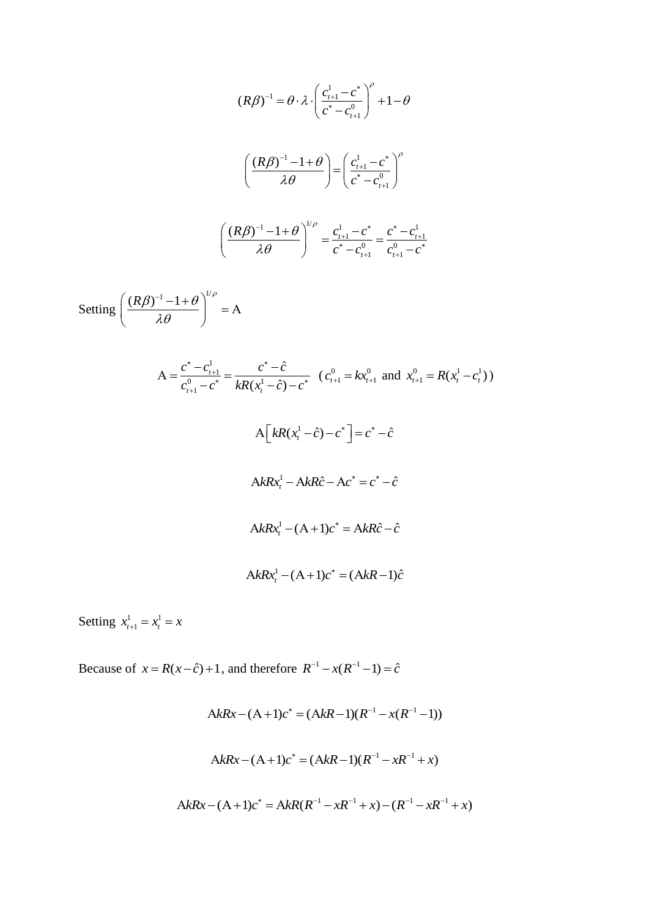$$(R\beta)^{-1} = \theta \cdot \lambda \cdot \left( \frac{c_{t+1}^1 - c^*}{c^* - c_{t+1}^0} \right)^\rho + 1 - \theta$$

$$\left( \frac{(R\beta)^{-1} - 1 + \theta}{\lambda\theta} \right) = \left( \frac{c_{t+1}^1 - c^*}{c^* - c_{t+1}^0} \right)^\rho$$

$$\left( \frac{(R\beta)^{-1} - 1 + \theta}{\lambda\theta} \right)^{1/\rho} = \frac{c_{t+1}^1 - c^*}{c^* - c_{t+1}^0} = \frac{c^* - c_{t+1}^1}{c_{t+1}^0 - c^*}$$

Setting $\left( \frac{(R\beta)^{-1} - 1 + \theta}{\lambda\theta} \right)^{1/\rho} = \mathrm{A}$

$$\mathrm{A} = \frac{c^* - c_{t+1}^1}{c_{t+1}^0 - c^*} = \frac{c^* - \hat{c}}{kR(x_t^1 - \hat{c}) - c^*} \quad (c_{t+1}^0 = kx_{t+1}^0 \text{ and } x_{t+1}^0 = R(x_t^1 - c_t^1))$$

$$\mathrm{A}\left[ kR(x_t^1 - \hat{c}) - c^* \right] = c^* - \hat{c}$$

$$\mathrm{A}kRx_t^1 - \mathrm{A}kR\hat{c} - \mathrm{A}c^* = c^* - \hat{c}$$

$$\mathrm{A}kRx_t^1 - (\mathrm{A}+1)c^* = \mathrm{A}kR\hat{c} - \hat{c}$$

$$\mathrm{A}kRx_t^1 - (\mathrm{A}+1)c^* = (\mathrm{A}kR - 1)\hat{c}$$

Setting $x_{t+1}^1 = x_t^1 = x$

Because of $x = R(x - \hat{c}) + 1$, and therefore $R^{-1} - x(R^{-1} - 1) = \hat{c}$

$$\mathrm{A}kRx - (\mathrm{A}+1)c^* = (\mathrm{A}kR - 1)(R^{-1} - x(R^{-1} - 1))$$

$$\mathrm{A}kRx - (\mathrm{A}+1)c^* = (\mathrm{A}kR - 1)(R^{-1} - xR^{-1} + x)$$

$$\mathrm{A}kRx - (\mathrm{A}+1)c^* = \mathrm{A}kR(R^{-1} - xR^{-1} + x) - (R^{-1} - xR^{-1} + x)$$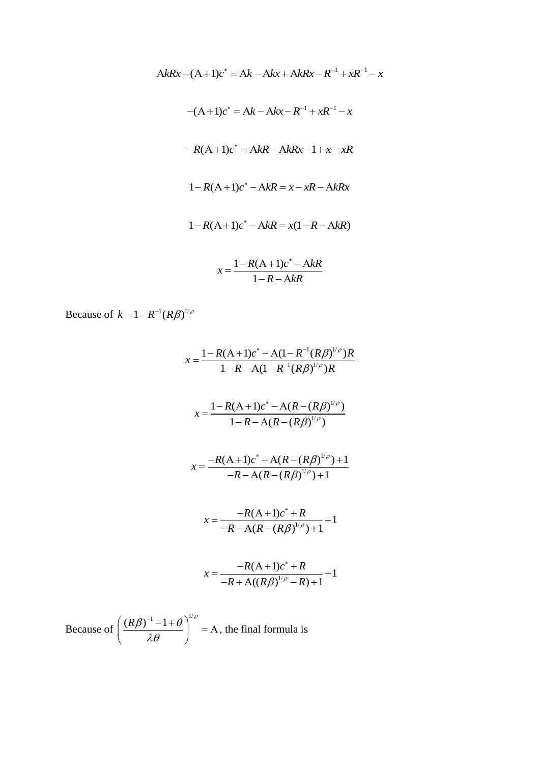$$\mathrm{A}kRx-(\mathrm{A}+1)c^{*}=\mathrm{A}k-\mathrm{A}kx+\mathrm{A}kRx-R^{-1}+xR^{-1}-x$$

$$-(\mathrm{A}+1)c^{*}=\mathrm{A}k-\mathrm{A}kx-R^{-1}+xR^{-1}-x$$

$$-R(\mathrm{A}+1)c^{*}=\mathrm{A}kR-\mathrm{A}kRx-1+x-xR$$

$$1-R(\mathrm{A}+1)c^{*}-\mathrm{A}kR=x-xR-\mathrm{A}kRx$$

$$1-R(\mathrm{A}+1)c^{*}-\mathrm{A}kR=x(1-R-\mathrm{A}kR)$$

$$x=\frac{1-R(\mathrm{A}+1)c^{*}-\mathrm{A}kR}{1-R-\mathrm{A}kR}$$

Because of $k=1-R^{-1}(R\beta)^{1/\rho}$

$$x=\frac{1-R(\mathrm{A}+1)c^{*}-\mathrm{A}(1-R^{-1}(R\beta)^{1/\rho})R}{1-R-\mathrm{A}(1-R^{-1}(R\beta)^{1/\rho})R}$$

$$x=\frac{1-R(\mathrm{A}+1)c^{*}-\mathrm{A}(R-(R\beta)^{1/\rho})}{1-R-\mathrm{A}(R-(R\beta)^{1/\rho})}$$

$$x=\frac{-R(\mathrm{A}+1)c^{*}-\mathrm{A}(R-(R\beta)^{1/\rho})+1}{-R-\mathrm{A}(R-(R\beta)^{1/\rho})+1}$$

$$x=\frac{-R(\mathrm{A}+1)c^{*}+R}{-R-\mathrm{A}(R-(R\beta)^{1/\rho})+1}+1$$

$$x=\frac{-R(\mathrm{A}+1)c^{*}+R}{-R+\mathrm{A}((R\beta)^{1/\rho}-R)+1}+1$$

Because of $\left(\frac{(R\beta)^{-1}-1+\theta}{\lambda\theta}\right)^{1/\rho}=\mathrm{A}$, the final formula is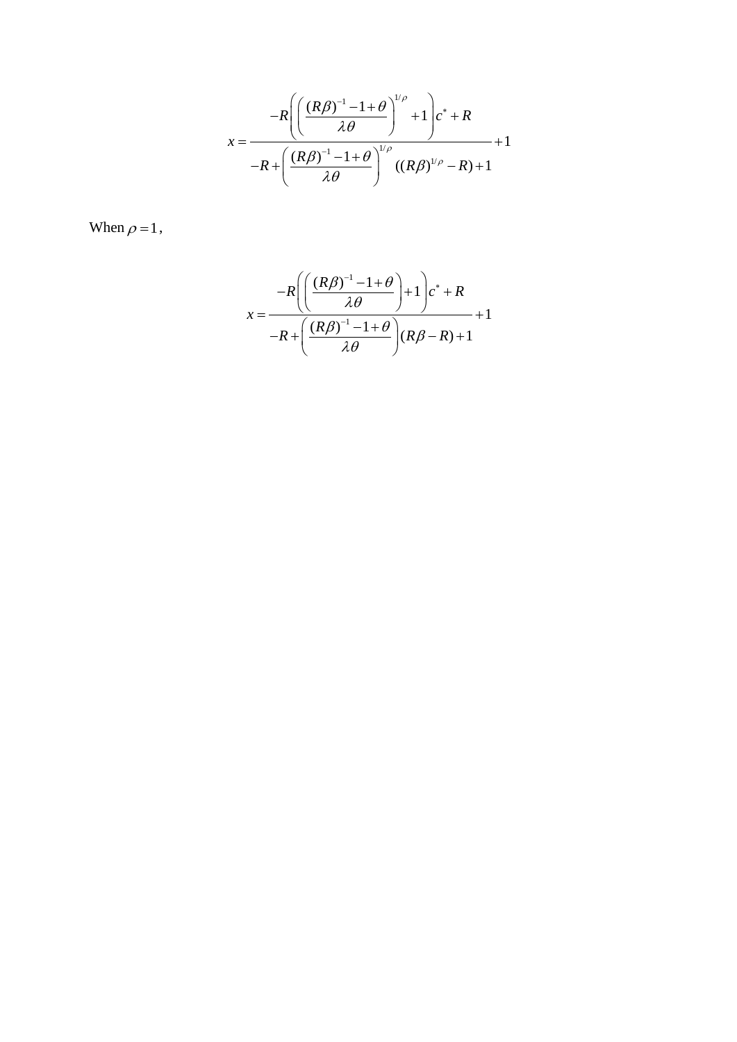$$x = \frac{-R\left(\left(\dfrac{(R\beta)^{-1}-1+\theta}{\lambda\theta}\right)^{1/\rho}+1\right)c^{*}+R}{-R+\left(\dfrac{(R\beta)^{-1}-1+\theta}{\lambda\theta}\right)^{1/\rho}((R\beta)^{1/\rho}-R)+1}+1$$

When $\rho = 1$,

$$x = \frac{-R\left(\left(\dfrac{(R\beta)^{-1}-1+\theta}{\lambda\theta}\right)+1\right)c^{*}+R}{-R+\left(\dfrac{(R\beta)^{-1}-1+\theta}{\lambda\theta}\right)(R\beta-R)+1}+1$$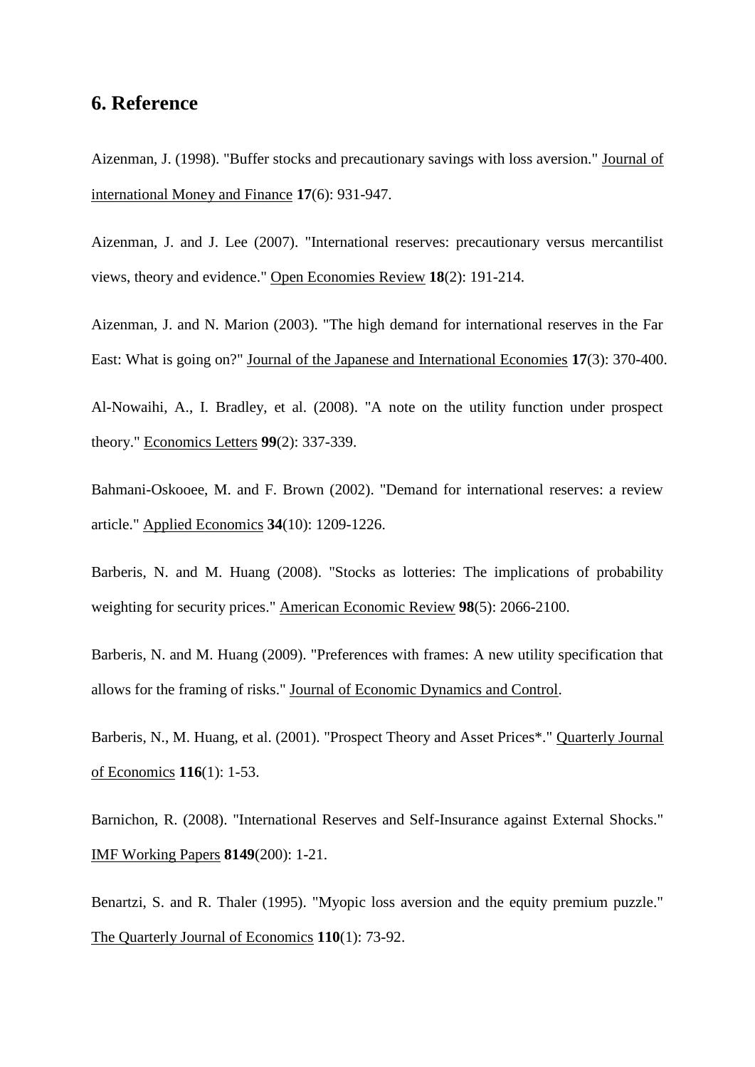## 6. Reference

Aizenman, J. (1998). "Buffer stocks and precautionary savings with loss aversion." Journal of international Money and Finance **17**(6): 931-947.

Aizenman, J. and J. Lee (2007). "International reserves: precautionary versus mercantilist views, theory and evidence." Open Economies Review **18**(2): 191-214.

Aizenman, J. and N. Marion (2003). "The high demand for international reserves in the Far East: What is going on?" Journal of the Japanese and International Economies **17**(3): 370-400.

Al-Nowaihi, A., I. Bradley, et al. (2008). "A note on the utility function under prospect theory." Economics Letters **99**(2): 337-339.

Bahmani-Oskooee, M. and F. Brown (2002). "Demand for international reserves: a review article." Applied Economics **34**(10): 1209-1226.

Barberis, N. and M. Huang (2008). "Stocks as lotteries: The implications of probability weighting for security prices." American Economic Review **98**(5): 2066-2100.

Barberis, N. and M. Huang (2009). "Preferences with frames: A new utility specification that allows for the framing of risks." Journal of Economic Dynamics and Control.

Barberis, N., M. Huang, et al. (2001). "Prospect Theory and Asset Prices*." Quarterly Journal of Economics **116**(1): 1-53.

Barnichon, R. (2008). "International Reserves and Self-Insurance against External Shocks." IMF Working Papers **8149**(200): 1-21.

Benartzi, S. and R. Thaler (1995). "Myopic loss aversion and the equity premium puzzle." The Quarterly Journal of Economics **110**(1): 73-92.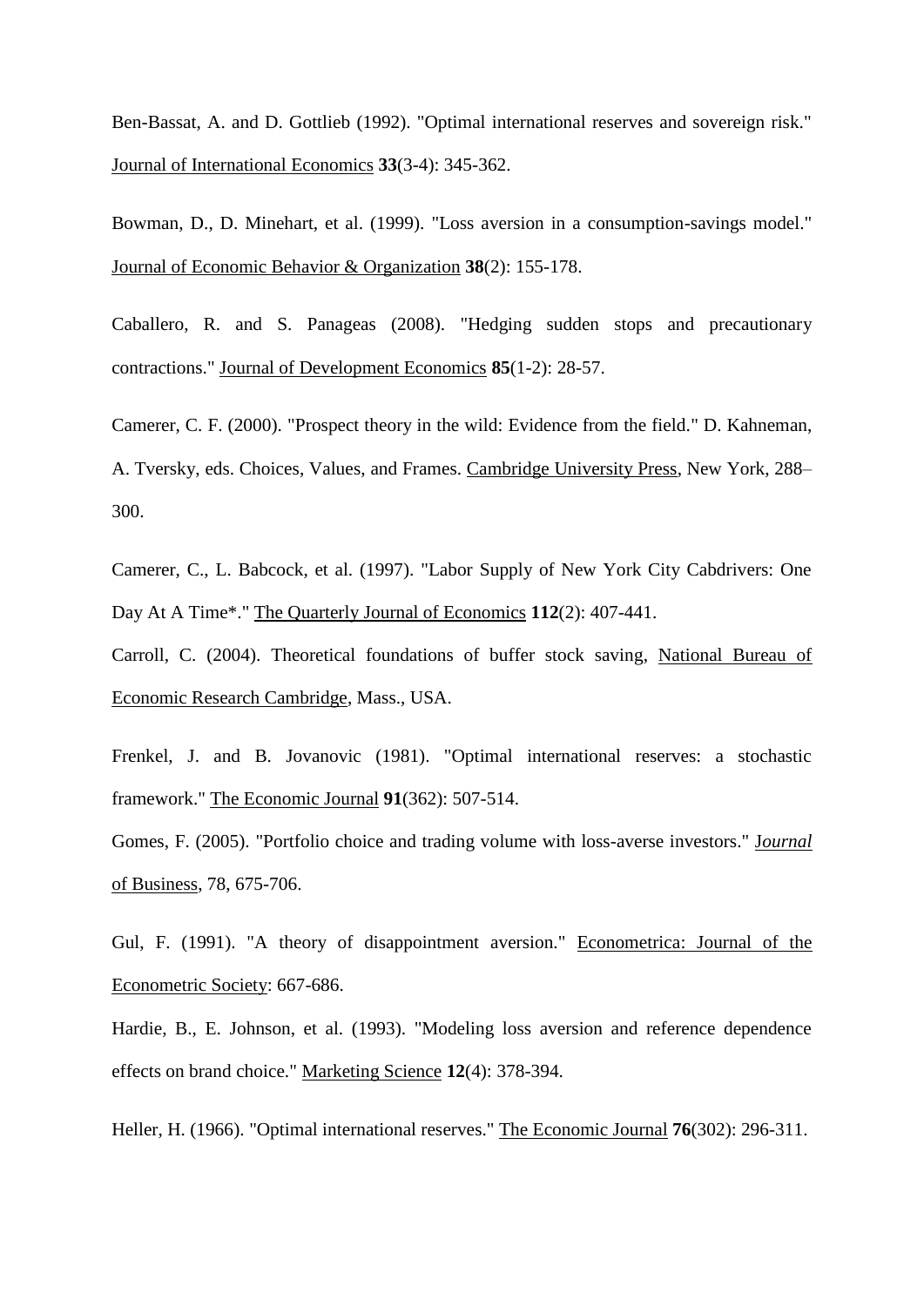Ben-Bassat, A. and D. Gottlieb (1992). "Optimal international reserves and sovereign risk." Journal of International Economics **33**(3-4): 345-362.

Bowman, D., D. Minehart, et al. (1999). "Loss aversion in a consumption-savings model." Journal of Economic Behavior & Organization **38**(2): 155-178.

Caballero, R. and S. Panageas (2008). "Hedging sudden stops and precautionary contractions." Journal of Development Economics **85**(1-2): 28-57.

Camerer, C. F. (2000). "Prospect theory in the wild: Evidence from the field." D. Kahneman, A. Tversky, eds. Choices, Values, and Frames. Cambridge University Press, New York, 288–300.

Camerer, C., L. Babcock, et al. (1997). "Labor Supply of New York City Cabdrivers: One Day At A Time*." The Quarterly Journal of Economics **112**(2): 407-441.

Carroll, C. (2004). Theoretical foundations of buffer stock saving, National Bureau of Economic Research Cambridge, Mass., USA.

Frenkel, J. and B. Jovanovic (1981). "Optimal international reserves: a stochastic framework." The Economic Journal **91**(362): 507-514.

Gomes, F. (2005). "Portfolio choice and trading volume with loss-averse investors." J*ournal* of Business, 78, 675-706.

Gul, F. (1991). "A theory of disappointment aversion." Econometrica: Journal of the Econometric Society: 667-686.

Hardie, B., E. Johnson, et al. (1993). "Modeling loss aversion and reference dependence effects on brand choice." Marketing Science **12**(4): 378-394.

Heller, H. (1966). "Optimal international reserves." The Economic Journal **76(**302): 296-311.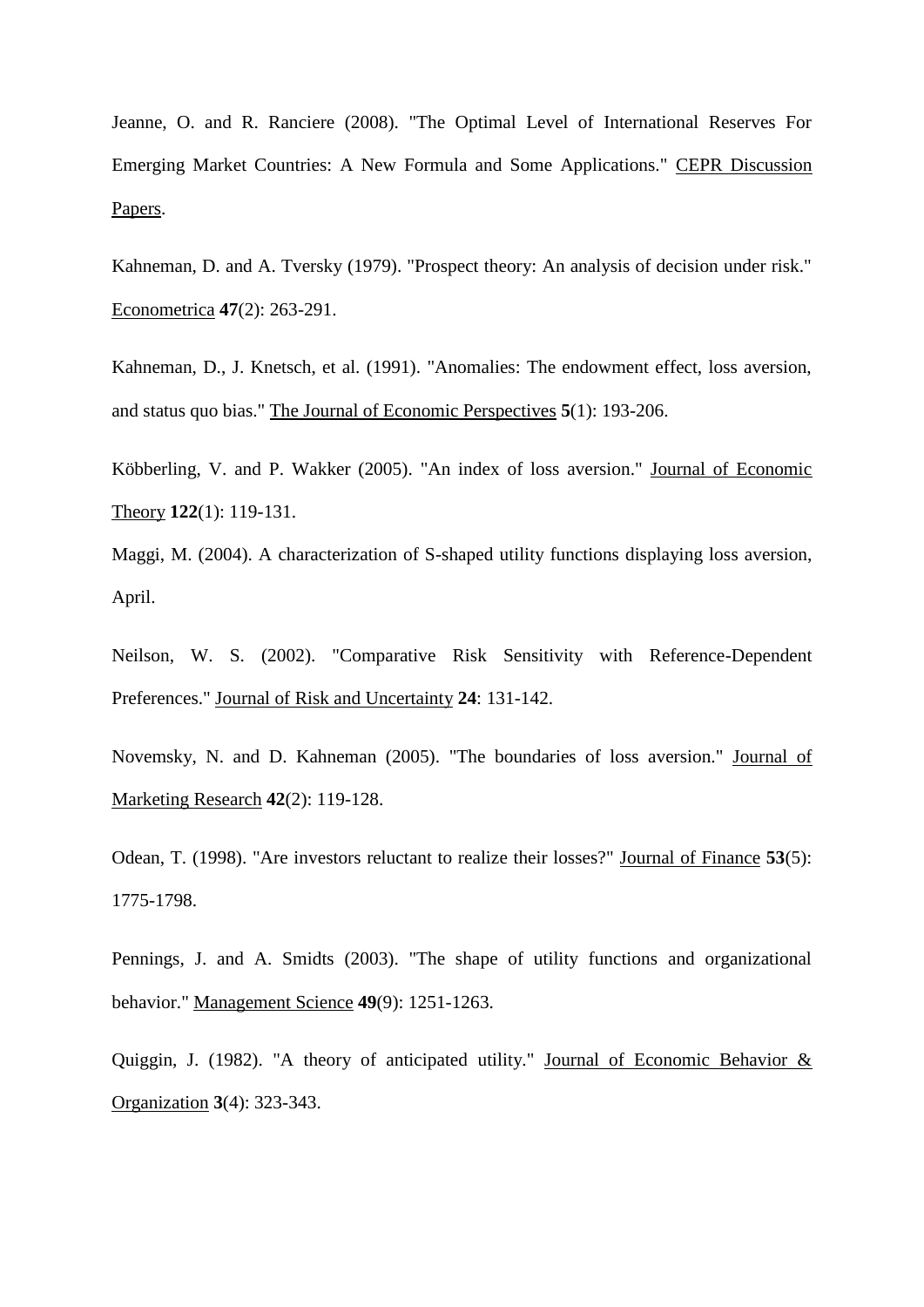Jeanne, O. and R. Ranciere (2008). "The Optimal Level of International Reserves For Emerging Market Countries: A New Formula and Some Applications." CEPR Discussion Papers.

Kahneman, D. and A. Tversky (1979). "Prospect theory: An analysis of decision under risk." Econometrica **47**(2): 263-291.

Kahneman, D., J. Knetsch, et al. (1991). "Anomalies: The endowment effect, loss aversion, and status quo bias." The Journal of Economic Perspectives **5**(1): 193-206.

Köbberling, V. and P. Wakker (2005). "An index of loss aversion." Journal of Economic Theory **122**(1): 119-131.

Maggi, M. (2004). A characterization of S-shaped utility functions displaying loss aversion, April.

Neilson, W. S. (2002). "Comparative Risk Sensitivity with Reference-Dependent Preferences." Journal of Risk and Uncertainty **24**: 131-142.

Novemsky, N. and D. Kahneman (2005). "The boundaries of loss aversion." Journal of Marketing Research **42**(2): 119-128.

Odean, T. (1998). "Are investors reluctant to realize their losses?" Journal of Finance **53**(5): 1775-1798.

Pennings, J. and A. Smidts (2003). "The shape of utility functions and organizational behavior." Management Science **49**(9): 1251-1263.

Quiggin, J. (1982). "A theory of anticipated utility." Journal of Economic Behavior & Organization **3**(4): 323-343.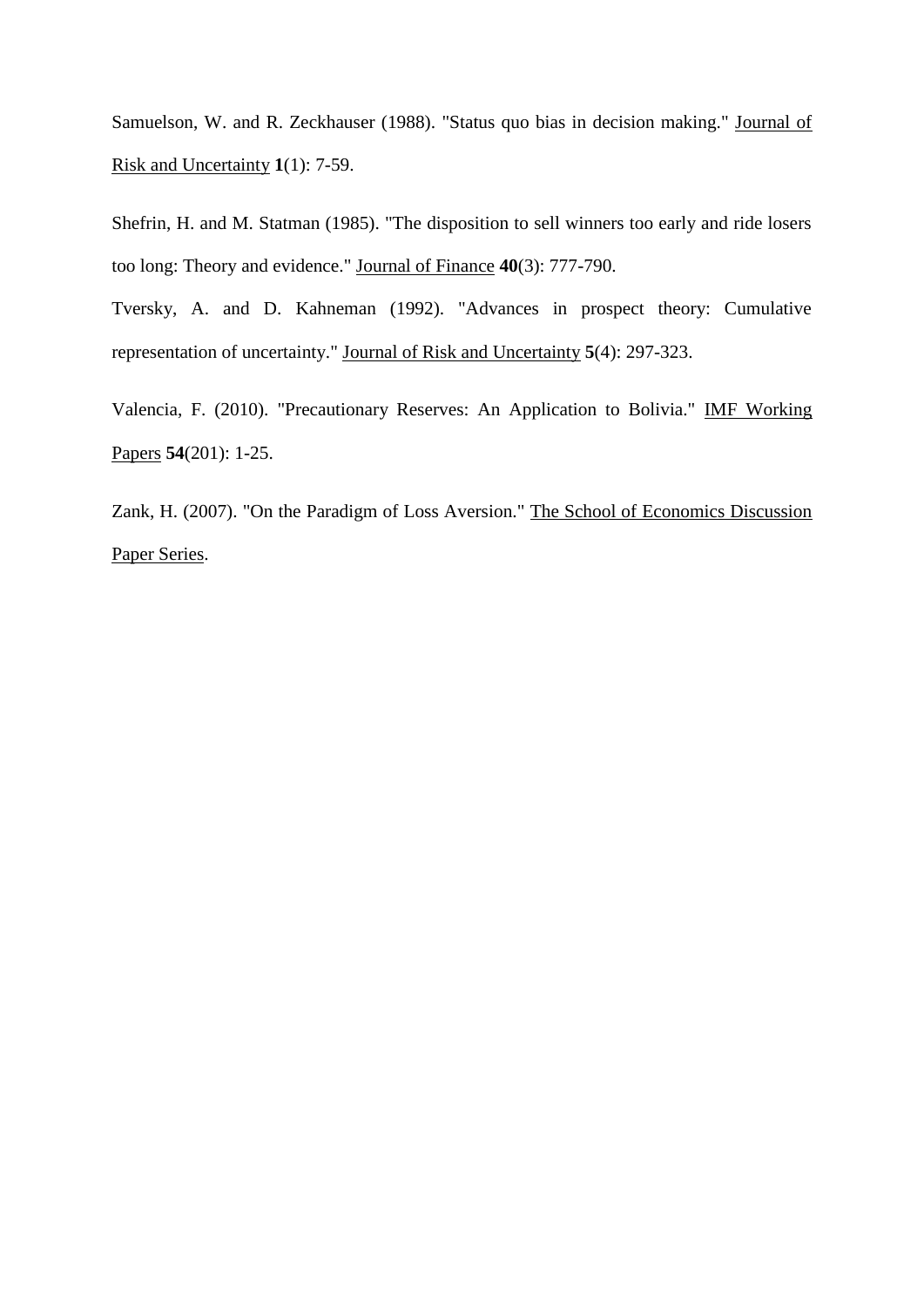Samuelson, W. and R. Zeckhauser (1988). "Status quo bias in decision making." Journal of Risk and Uncertainty **1**(1): 7-59.

Shefrin, H. and M. Statman (1985). "The disposition to sell winners too early and ride losers too long: Theory and evidence." Journal of Finance **40**(3): 777-790.

Tversky, A. and D. Kahneman (1992). "Advances in prospect theory: Cumulative representation of uncertainty." Journal of Risk and Uncertainty **5**(4): 297-323.

Valencia, F. (2010). "Precautionary Reserves: An Application to Bolivia." IMF Working Papers **54**(201): 1-25.

Zank, H. (2007). "On the Paradigm of Loss Aversion." The School of Economics Discussion Paper Series.